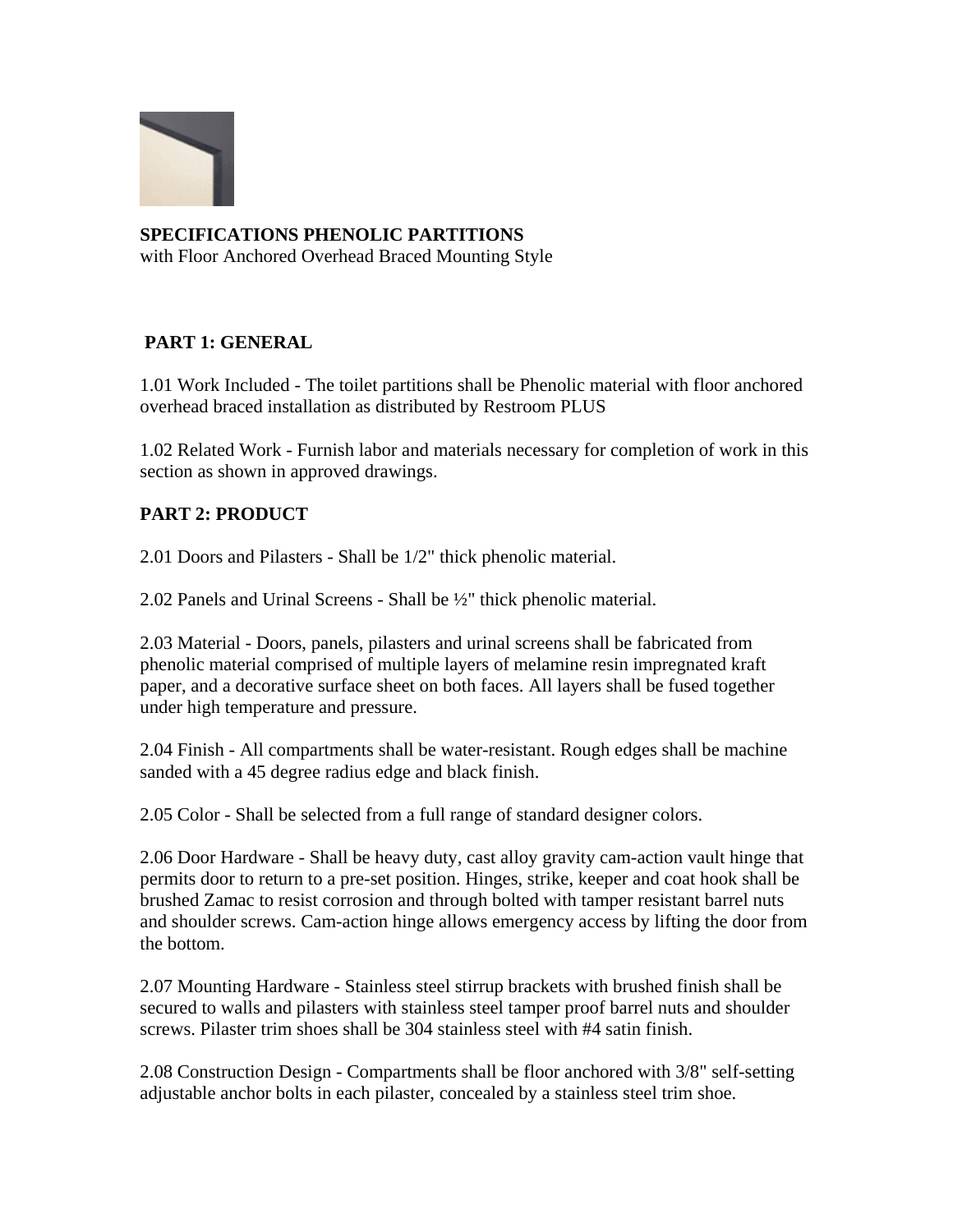**SPECIFICATIONS PHENOLIC PARTITIONS**
with Floor Anchored Overhead Braced Mounting Style

## PART 1: GENERAL

1.01 Work Included - The toilet partitions shall be Phenolic material with floor anchored overhead braced installation as distributed by Restroom PLUS

1.02 Related Work - Furnish labor and materials necessary for completion of work in this section as shown in approved drawings.

## PART 2: PRODUCT

2.01 Doors and Pilasters - Shall be 1/2" thick phenolic material.

2.02 Panels and Urinal Screens - Shall be ½" thick phenolic material.

2.03 Material - Doors, panels, pilasters and urinal screens shall be fabricated from phenolic material comprised of multiple layers of melamine resin impregnated kraft paper, and a decorative surface sheet on both faces. All layers shall be fused together under high temperature and pressure.

2.04 Finish - All compartments shall be water-resistant. Rough edges shall be machine sanded with a 45 degree radius edge and black finish.

2.05 Color - Shall be selected from a full range of standard designer colors.

2.06 Door Hardware - Shall be heavy duty, cast alloy gravity cam-action vault hinge that permits door to return to a pre-set position. Hinges, strike, keeper and coat hook shall be brushed Zamac to resist corrosion and through bolted with tamper resistant barrel nuts and shoulder screws. Cam-action hinge allows emergency access by lifting the door from the bottom.

2.07 Mounting Hardware - Stainless steel stirrup brackets with brushed finish shall be secured to walls and pilasters with stainless steel tamper proof barrel nuts and shoulder screws. Pilaster trim shoes shall be 304 stainless steel with #4 satin finish.

2.08 Construction Design - Compartments shall be floor anchored with 3/8" self-setting adjustable anchor bolts in each pilaster, concealed by a stainless steel trim shoe.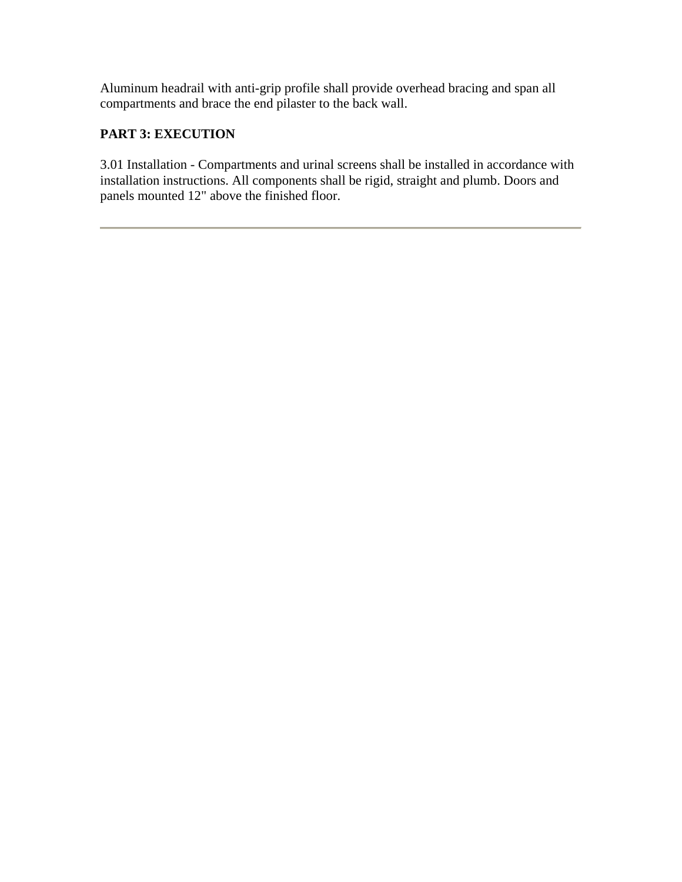Aluminum headrail with anti-grip profile shall provide overhead bracing and span all compartments and brace the end pilaster to the back wall.

**PART 3: EXECUTION**

3.01 Installation - Compartments and urinal screens shall be installed in accordance with installation instructions. All components shall be rigid, straight and plumb. Doors and panels mounted 12" above the finished floor.

---